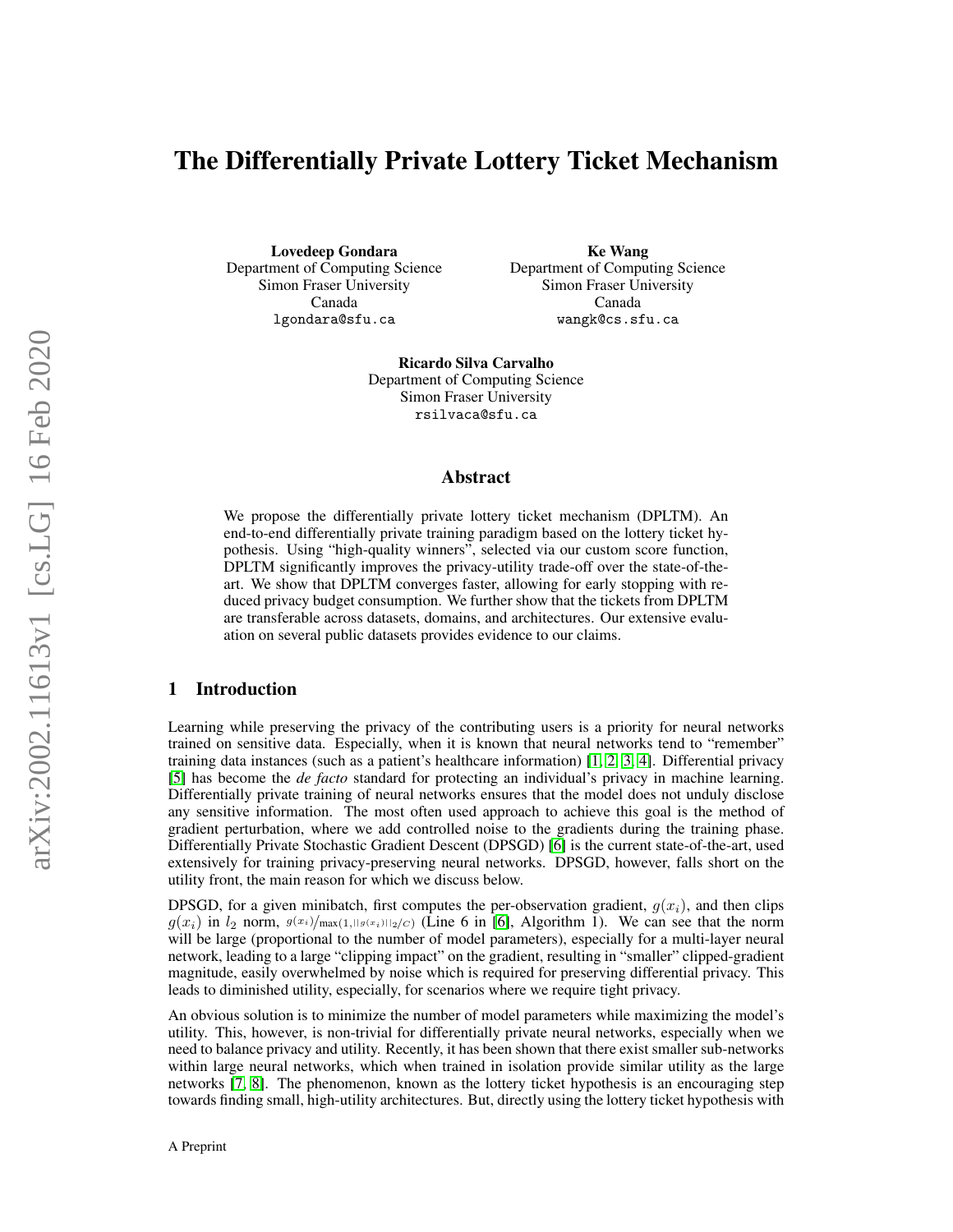# The Differentially Private Lottery Ticket Mechanism

**Lovedeep Gondara**
Department of Computing Science
Simon Fraser University
Canada
lgondara@sfu.ca

**Ke Wang**
Department of Computing Science
Simon Fraser University
Canada
wangk@cs.sfu.ca

**Ricardo Silva Carvalho**
Department of Computing Science
Simon Fraser University
rsilvaca@sfu.ca

## Abstract

We propose the differentially private lottery ticket mechanism (DPLTM). An end-to-end differentially private training paradigm based on the lottery ticket hypothesis. Using "high-quality winners", selected via our custom score function, DPLTM significantly improves the privacy-utility trade-off over the state-of-the-art. We show that DPLTM converges faster, allowing for early stopping with reduced privacy budget consumption. We further show that the tickets from DPLTM are transferable across datasets, domains, and architectures. Our extensive evaluation on several public datasets provides evidence to our claims.

## 1 Introduction

Learning while preserving the privacy of the contributing users is a priority for neural networks trained on sensitive data. Especially, when it is known that neural networks tend to "remember" training data instances (such as a patient's healthcare information) [1, 2, 3, 4]. Differential privacy [5] has become the *de facto* standard for protecting an individual's privacy in machine learning. Differentially private training of neural networks ensures that the model does not unduly disclose any sensitive information. The most often used approach to achieve this goal is the method of gradient perturbation, where we add controlled noise to the gradients during the training phase. Differentially Private Stochastic Gradient Descent (DPSGD) [6] is the current state-of-the-art, used extensively for training privacy-preserving neural networks. DPSGD, however, falls short on the utility front, the main reason for which we discuss below.

DPSGD, for a given minibatch, first computes the per-observation gradient, $g(x_i)$, and then clips $g(x_i)$ in $l_2$ norm, $g(x_i)/\max(1, ||g(x_i)||_2/C)$ (Line 6 in [6], Algorithm 1). We can see that the norm will be large (proportional to the number of model parameters), especially for a multi-layer neural network, leading to a large "clipping impact" on the gradient, resulting in "smaller" clipped-gradient magnitude, easily overwhelmed by noise which is required for preserving differential privacy. This leads to diminished utility, especially, for scenarios where we require tight privacy.

An obvious solution is to minimize the number of model parameters while maximizing the model's utility. This, however, is non-trivial for differentially private neural networks, especially when we need to balance privacy and utility. Recently, it has been shown that there exist smaller sub-networks within large neural networks, which when trained in isolation provide similar utility as the large networks [7, 8]. The phenomenon, known as the lottery ticket hypothesis is an encouraging step towards finding small, high-utility architectures. But, directly using the lottery ticket hypothesis with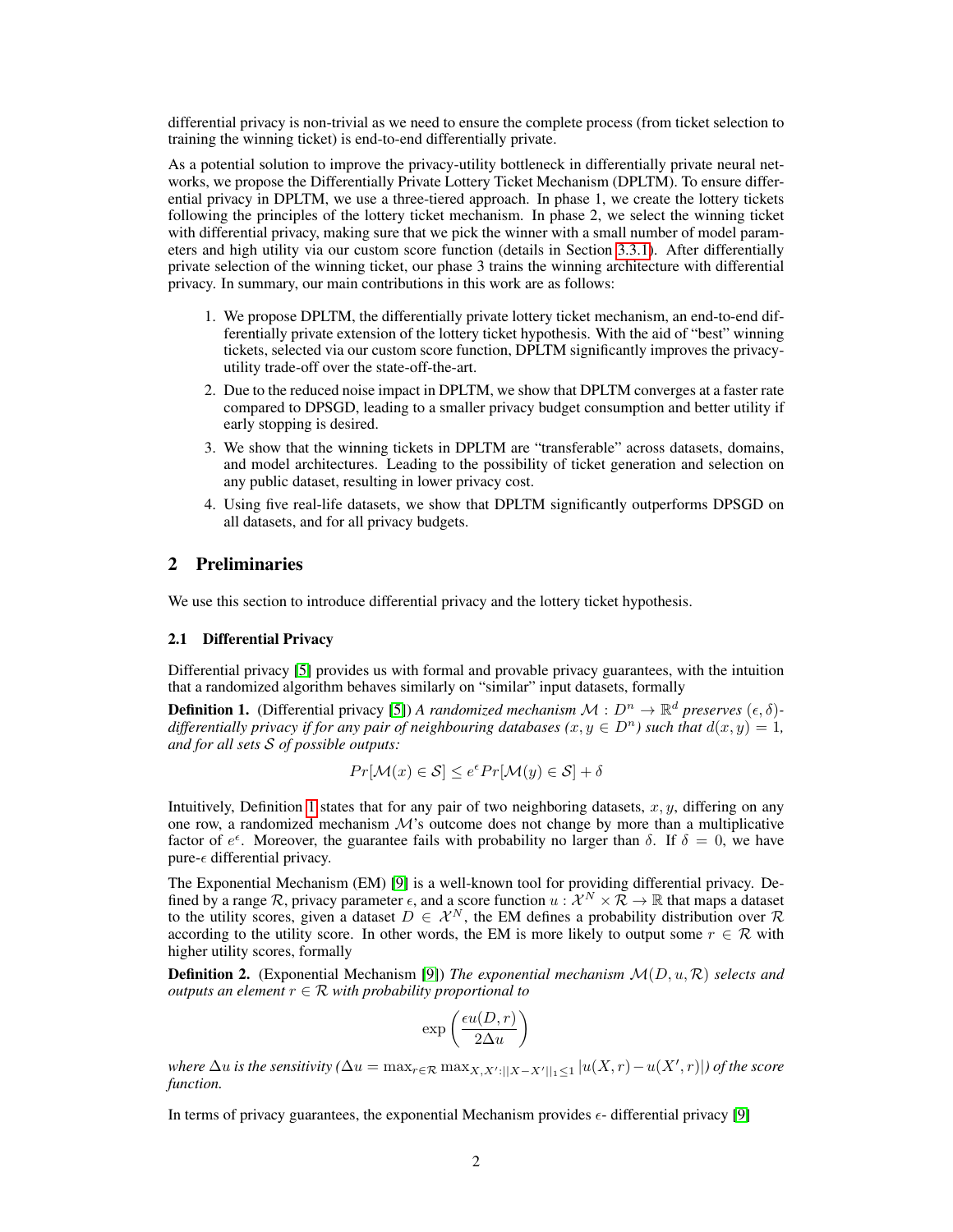differential privacy is non-trivial as we need to ensure the complete process (from ticket selection to training the winning ticket) is end-to-end differentially private.

As a potential solution to improve the privacy-utility bottleneck in differentially private neural networks, we propose the Differentially Private Lottery Ticket Mechanism (DPLTM). To ensure differential privacy in DPLTM, we use a three-tiered approach. In phase 1, we create the lottery tickets following the principles of the lottery ticket mechanism. In phase 2, we select the winning ticket with differential privacy, making sure that we pick the winner with a small number of model parameters and high utility via our custom score function (details in Section 3.3.1). After differentially private selection of the winning ticket, our phase 3 trains the winning architecture with differential privacy. In summary, our main contributions in this work are as follows:

1. We propose DPLTM, the differentially private lottery ticket mechanism, an end-to-end differentially private extension of the lottery ticket hypothesis. With the aid of "best" winning tickets, selected via our custom score function, DPLTM significantly improves the privacy-utility trade-off over the state-off-the-art.
2. Due to the reduced noise impact in DPLTM, we show that DPLTM converges at a faster rate compared to DPSGD, leading to a smaller privacy budget consumption and better utility if early stopping is desired.
3. We show that the winning tickets in DPLTM are "transferable" across datasets, domains, and model architectures. Leading to the possibility of ticket generation and selection on any public dataset, resulting in lower privacy cost.
4. Using five real-life datasets, we show that DPLTM significantly outperforms DPSGD on all datasets, and for all privacy budgets.

## 2 Preliminaries

We use this section to introduce differential privacy and the lottery ticket hypothesis.

### 2.1 Differential Privacy

Differential privacy [5] provides us with formal and provable privacy guarantees, with the intuition that a randomized algorithm behaves similarly on "similar" input datasets, formally

**Definition 1.** (Differential privacy [5]) *A randomized mechanism $\mathcal{M} : D^n \to \mathbb{R}^d$ preserves $(\epsilon, \delta)$-differentially privacy if for any pair of neighbouring databases ($x, y \in D^n$) such that $d(x, y) = 1$, and for all sets $\mathcal{S}$ of possible outputs:*

$$Pr[\mathcal{M}(x) \in \mathcal{S}] \leq e^{\epsilon} Pr[\mathcal{M}(y) \in \mathcal{S}] + \delta$$

Intuitively, Definition 1 states that for any pair of two neighboring datasets, $x, y$, differing on any one row, a randomized mechanism $\mathcal{M}$'s outcome does not change by more than a multiplicative factor of $e^{\epsilon}$. Moreover, the guarantee fails with probability no larger than $\delta$. If $\delta = 0$, we have pure-$\epsilon$ differential privacy.

The Exponential Mechanism (EM) [9] is a well-known tool for providing differential privacy. Defined by a range $\mathcal{R}$, privacy parameter $\epsilon$, and a score function $u : \mathcal{X}^N \times \mathcal{R} \to \mathbb{R}$ that maps a dataset to the utility scores, given a dataset $D \in \mathcal{X}^N$, the EM defines a probability distribution over $\mathcal{R}$ according to the utility score. In other words, the EM is more likely to output some $r \in \mathcal{R}$ with higher utility scores, formally

**Definition 2.** (Exponential Mechanism [9]) *The exponential mechanism $\mathcal{M}(D, u, \mathcal{R})$ selects and outputs an element $r \in \mathcal{R}$ with probability proportional to*

$$\exp\left(\frac{\epsilon u(D, r)}{2\Delta u}\right)$$

*where $\Delta u$ is the sensitivity ($\Delta u = \max_{r \in \mathcal{R}} \max_{X, X' : ||X - X'||_1 \leq 1} |u(X, r) - u(X', r)|$) of the score function.*

In terms of privacy guarantees, the exponential Mechanism provides $\epsilon$- differential privacy [9]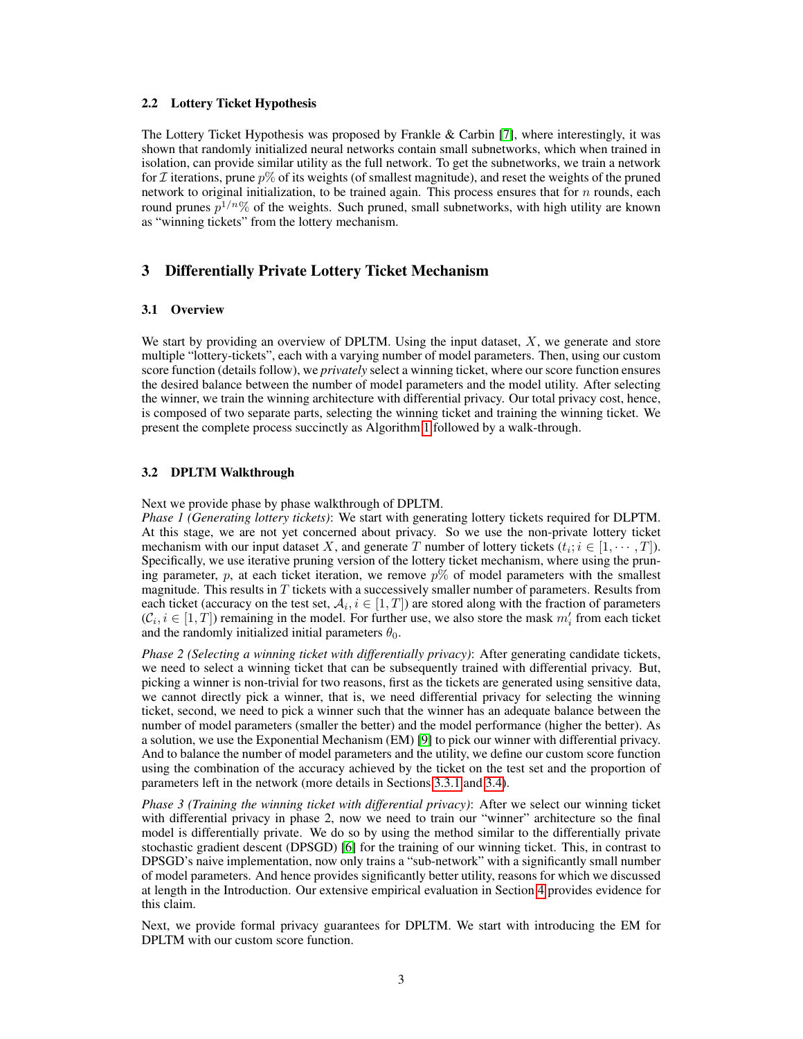### 2.2 Lottery Ticket Hypothesis

The Lottery Ticket Hypothesis was proposed by Frankle & Carbin [7], where interestingly, it was shown that randomly initialized neural networks contain small subnetworks, which when trained in isolation, can provide similar utility as the full network. To get the subnetworks, we train a network for $\mathcal{I}$ iterations, prune $p\%$ of its weights (of smallest magnitude), and reset the weights of the pruned network to original initialization, to be trained again. This process ensures that for $n$ rounds, each round prunes $p^{1/n}\%$ of the weights. Such pruned, small subnetworks, with high utility are known as "winning tickets" from the lottery mechanism.

## 3 Differentially Private Lottery Ticket Mechanism

### 3.1 Overview

We start by providing an overview of DPLTM. Using the input dataset, $X$, we generate and store multiple "lottery-tickets", each with a varying number of model parameters. Then, using our custom score function (details follow), we *privately* select a winning ticket, where our score function ensures the desired balance between the number of model parameters and the model utility. After selecting the winner, we train the winning architecture with differential privacy. Our total privacy cost, hence, is composed of two separate parts, selecting the winning ticket and training the winning ticket. We present the complete process succinctly as Algorithm 1 followed by a walk-through.

### 3.2 DPLTM Walkthrough

Next we provide phase by phase walkthrough of DPLTM.
*Phase 1 (Generating lottery tickets)*: We start with generating lottery tickets required for DLPTM. At this stage, we are not yet concerned about privacy. So we use the non-private lottery ticket mechanism with our input dataset $X$, and generate $T$ number of lottery tickets ($t_i; i \in [1, \cdots, T]$). Specifically, we use iterative pruning version of the lottery ticket mechanism, where using the pruning parameter, $p$, at each ticket iteration, we remove $p\%$ of model parameters with the smallest magnitude. This results in $T$ tickets with a successively smaller number of parameters. Results from each ticket (accuracy on the test set, $\mathcal{A}_i, i \in [1, T]$) are stored along with the fraction of parameters ($\mathcal{C}_i, i \in [1, T]$) remaining in the model. For further use, we also store the mask $m'_i$ from each ticket and the randomly initialized initial parameters $\theta_0$.

*Phase 2 (Selecting a winning ticket with differentially privacy)*: After generating candidate tickets, we need to select a winning ticket that can be subsequently trained with differential privacy. But, picking a winner is non-trivial for two reasons, first as the tickets are generated using sensitive data, we cannot directly pick a winner, that is, we need differential privacy for selecting the winning ticket, second, we need to pick a winner such that the winner has an adequate balance between the number of model parameters (smaller the better) and the model performance (higher the better). As a solution, we use the Exponential Mechanism (EM) [9] to pick our winner with differential privacy. And to balance the number of model parameters and the utility, we define our custom score function using the combination of the accuracy achieved by the ticket on the test set and the proportion of parameters left in the network (more details in Sections 3.3.1 and 3.4).

*Phase 3 (Training the winning ticket with differential privacy)*: After we select our winning ticket with differential privacy in phase 2, now we need to train our "winner" architecture so the final model is differentially private. We do so by using the method similar to the differentially private stochastic gradient descent (DPSGD) [6] for the training of our winning ticket. This, in contrast to DPSGD's naive implementation, now only trains a "sub-network" with a significantly small number of model parameters. And hence provides significantly better utility, reasons for which we discussed at length in the Introduction. Our extensive empirical evaluation in Section 4 provides evidence for this claim.

Next, we provide formal privacy guarantees for DPLTM. We start with introducing the EM for DPLTM with our custom score function.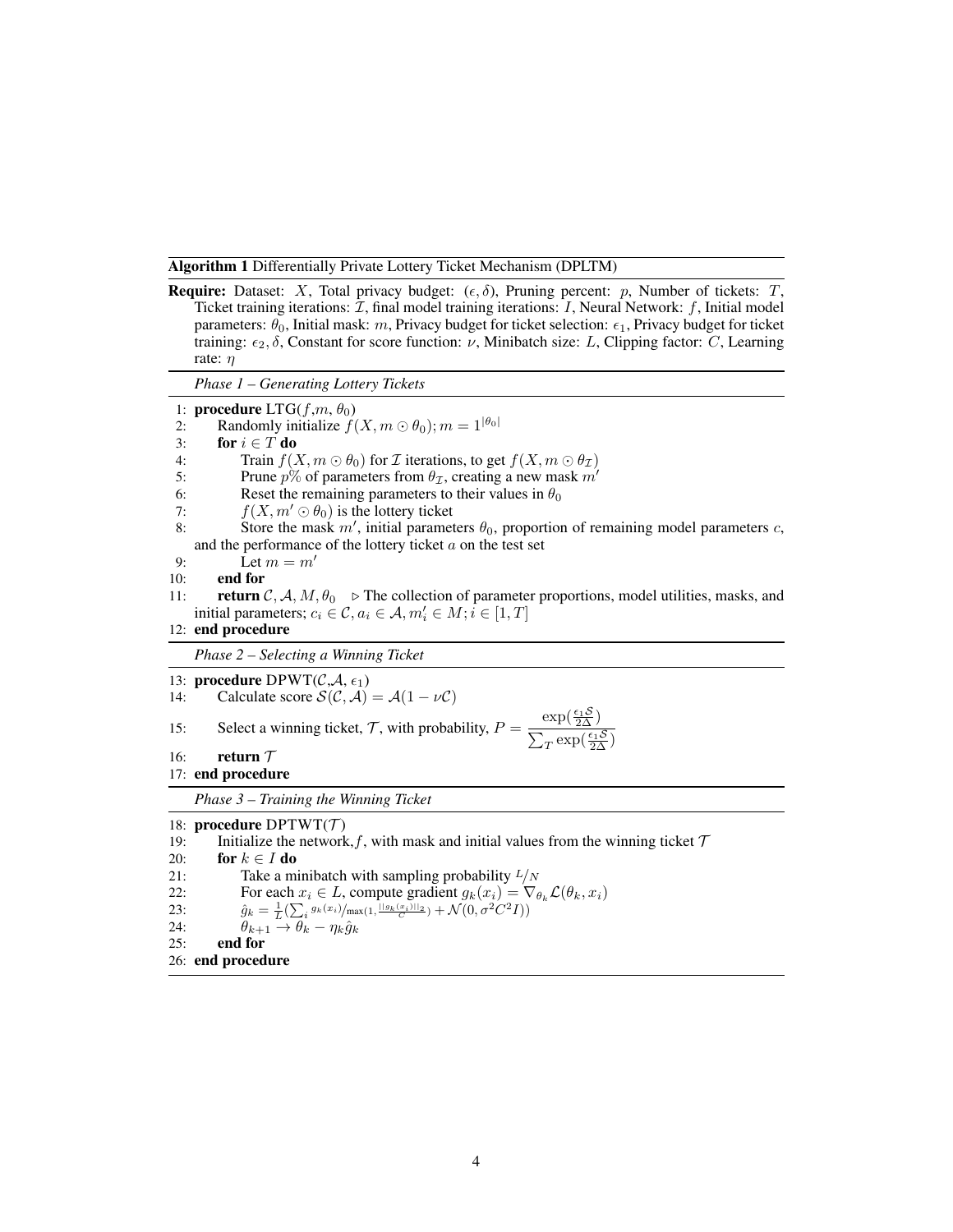**Algorithm 1** Differentially Private Lottery Ticket Mechanism (DPLTM)

**Require:** Dataset: $X$, Total privacy budget: $(\epsilon, \delta)$, Pruning percent: $p$, Number of tickets: $T$, Ticket training iterations: $\mathcal{I}$, final model training iterations: $I$, Neural Network: $f$, Initial model parameters: $\theta_0$, Initial mask: $m$, Privacy budget for ticket selection: $\epsilon_1$, Privacy budget for ticket training: $\epsilon_2, \delta$, Constant for score function: $\nu$, Minibatch size: $L$, Clipping factor: $C$, Learning rate: $\eta$

*Phase 1 – Generating Lottery Tickets*

1: **procedure** LTG($f$,$m$, $\theta_0$)
2: Randomly initialize $f(X, m \odot \theta_0); m = 1^{|\theta_0|}$
3: **for** $i \in T$ **do**
4: Train $f(X, m \odot \theta_0)$ for $\mathcal{I}$ iterations, to get $f(X, m \odot \theta_{\mathcal{I}})$
5: Prune $p\%$ of parameters from $\theta_{\mathcal{I}}$, creating a new mask $m'$
6: Reset the remaining parameters to their values in $\theta_0$
7: $f(X, m' \odot \theta_0)$ is the lottery ticket
8: Store the mask $m'$, initial parameters $\theta_0$, proportion of remaining model parameters $c$, and the performance of the lottery ticket $a$ on the test set
9: Let $m = m'$
10: **end for**
11: **return** $\mathcal{C}, \mathcal{A}, M, \theta_0$ ▷ The collection of parameter proportions, model utilities, masks, and initial parameters; $c_i \in \mathcal{C}, a_i \in \mathcal{A}, m'_i \in M; i \in [1, T]$
12: **end procedure**

*Phase 2 – Selecting a Winning Ticket*

13: **procedure** DPWT($\mathcal{C}$,$\mathcal{A}$, $\epsilon_1$)
14: Calculate score $\mathcal{S}(\mathcal{C}, \mathcal{A}) = \mathcal{A}(1 - \nu\mathcal{C})$
15: Select a winning ticket, $\mathcal{T}$, with probability, $P = \dfrac{\exp(\frac{\epsilon_1 \mathcal{S}}{2\Delta})}{\sum_T \exp(\frac{\epsilon_1 \mathcal{S}}{2\Delta})}$
16: **return** $\mathcal{T}$
17: **end procedure**

*Phase 3 – Training the Winning Ticket*

18: **procedure** DPTWT($\mathcal{T}$)
19: Initialize the network,$f$, with mask and initial values from the winning ticket $\mathcal{T}$
20: **for** $k \in I$ **do**
21: Take a minibatch with sampling probability $L/N$
22: For each $x_i \in L$, compute gradient $g_k(x_i) = \nabla_{\theta_k} \mathcal{L}(\theta_k, x_i)$
23: $\hat{g}_k = \frac{1}{L}(\sum_i g_k(x_i) / \max(1, \frac{||g_k(x_i)||_2}{C}) + \mathcal{N}(0, \sigma^2 C^2 I))$
24: $\theta_{k+1} \rightarrow \theta_k - \eta_k \hat{g}_k$
25: **end for**
26: **end procedure**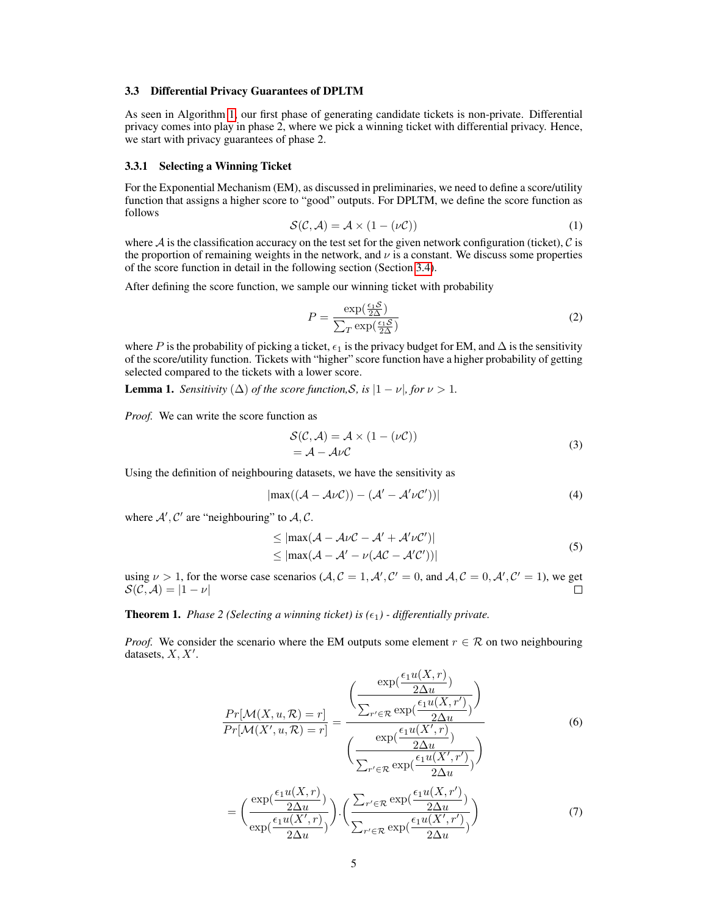### 3.3 Differential Privacy Guarantees of DPLTM

As seen in Algorithm 1, our first phase of generating candidate tickets is non-private. Differential privacy comes into play in phase 2, where we pick a winning ticket with differential privacy. Hence, we start with privacy guarantees of phase 2.

#### 3.3.1 Selecting a Winning Ticket

For the Exponential Mechanism (EM), as discussed in preliminaries, we need to define a score/utility function that assigns a higher score to "good" outputs. For DPLTM, we define the score function as follows

$$\mathcal{S}(\mathcal{C}, \mathcal{A}) = \mathcal{A} \times (1 - (\nu\mathcal{C})) \tag{1}$$

where $\mathcal{A}$ is the classification accuracy on the test set for the given network configuration (ticket), $\mathcal{C}$ is the proportion of remaining weights in the network, and $\nu$ is a constant. We discuss some properties of the score function in detail in the following section (Section 3.4).

After defining the score function, we sample our winning ticket with probability

$$P = \frac{\exp(\frac{\epsilon_1 \mathcal{S}}{2\Delta})}{\sum_T \exp(\frac{\epsilon_1 \mathcal{S}}{2\Delta})} \tag{2}$$

where $P$ is the probability of picking a ticket, $\epsilon_1$ is the privacy budget for EM, and $\Delta$ is the sensitivity of the score/utility function. Tickets with "higher" score function have a higher probability of getting selected compared to the tickets with a lower score.

**Lemma 1.** *Sensitivity* $(\Delta)$ *of the score function,* $\mathcal{S}$*, is* $|1 - \nu|$*, for* $\nu > 1$*.*

*Proof.* We can write the score function as

$$\begin{aligned} \mathcal{S}(\mathcal{C}, \mathcal{A}) &= \mathcal{A} \times (1 - (\nu\mathcal{C})) \\ &= \mathcal{A} - \mathcal{A}\nu\mathcal{C} \end{aligned} \tag{3}$$

Using the definition of neighbouring datasets, we have the sensitivity as

$$|\max((\mathcal{A} - \mathcal{A}\nu\mathcal{C})) - (\mathcal{A}' - \mathcal{A}'\nu\mathcal{C}'))| \tag{4}$$

where $\mathcal{A}', \mathcal{C}'$ are "neighbouring" to $\mathcal{A}, \mathcal{C}$.

$$\begin{aligned} &\leq |\max(\mathcal{A} - \mathcal{A}\nu\mathcal{C} - \mathcal{A}' + \mathcal{A}'\nu\mathcal{C}')| \\ &\leq |\max(\mathcal{A} - \mathcal{A}' - \nu(\mathcal{A}\mathcal{C} - \mathcal{A}'\mathcal{C}'))| \end{aligned} \tag{5}$$

using $\nu > 1$, for the worse case scenarios ($\mathcal{A}, \mathcal{C} = 1, \mathcal{A}', \mathcal{C}' = 0$, and $\mathcal{A}, \mathcal{C} = 0, \mathcal{A}', \mathcal{C}' = 1$), we get $\mathcal{S}(\mathcal{C}, \mathcal{A}) = |1 - \nu|$ $\square$

**Theorem 1.** *Phase 2 (Selecting a winning ticket) is* $(\epsilon_1)$ *- differentially private.*

*Proof.* We consider the scenario where the EM outputs some element $r \in \mathcal{R}$ on two neighbouring datasets, $X, X'$.

$$\frac{Pr[\mathcal{M}(X, u, \mathcal{R}) = r]}{Pr[\mathcal{M}(X', u, \mathcal{R}) = r]} = \frac{\left(\dfrac{\exp(\dfrac{\epsilon_1 u(X, r)}{2\Delta u})}{\sum_{r' \in \mathcal{R}} \exp(\dfrac{\epsilon_1 u(X, r')}{2\Delta u})}\right)}{\left(\dfrac{\exp(\dfrac{\epsilon_1 u(X', r)}{2\Delta u})}{\sum_{r' \in \mathcal{R}} \exp(\dfrac{\epsilon_1 u(X', r')}{2\Delta u})}\right)} \tag{6}$$

$$= \left(\frac{\exp(\dfrac{\epsilon_1 u(X, r)}{2\Delta u})}{\exp(\dfrac{\epsilon_1 u(X', r)}{2\Delta u})}\right) \cdot \left(\frac{\sum_{r' \in \mathcal{R}} \exp(\dfrac{\epsilon_1 u(X, r')}{2\Delta u})}{\sum_{r' \in \mathcal{R}} \exp(\dfrac{\epsilon_1 u(X', r')}{2\Delta u})}\right) \tag{7}$$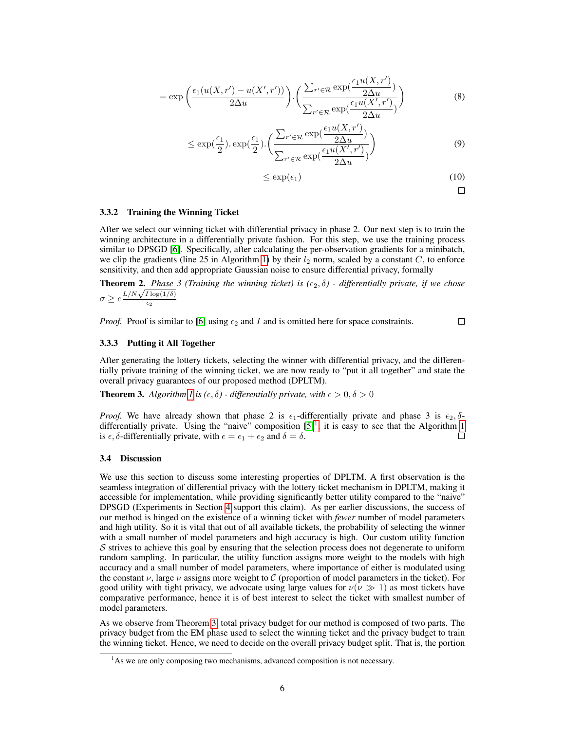$$= \exp\left(\frac{\epsilon_1(u(X,r') - u(X',r'))}{2\Delta u}\right) \cdot \left(\frac{\sum_{r' \in \mathcal{R}} \exp(\frac{\epsilon_1 u(X,r')}{2\Delta u})}{\sum_{r' \in \mathcal{R}} \exp(\frac{\epsilon_1 u(X',r')}{2\Delta u})}\right) \tag{8}$$

$$\leq \exp(\frac{\epsilon_1}{2}).\exp(\frac{\epsilon_1}{2}).\left(\frac{\sum_{r' \in \mathcal{R}} \exp(\frac{\epsilon_1 u(X,r')}{2\Delta u})}{\sum_{r' \in \mathcal{R}} \exp(\frac{\epsilon_1 u(X',r')}{2\Delta u})}\right) \tag{9}$$

$$\leq \exp(\epsilon_1) \tag{10}$$

□

#### 3.3.2 Training the Winning Ticket

After we select our winning ticket with differential privacy in phase 2. Our next step is to train the winning architecture in a differentially private fashion. For this step, we use the training process similar to DPSGD [6]. Specifically, after calculating the per-observation gradients for a minibatch, we clip the gradients (line 25 in Algorithm 1) by their $l_2$ norm, scaled by a constant $C$, to enforce sensitivity, and then add appropriate Gaussian noise to ensure differential privacy, formally

**Theorem 2.** *Phase 3 (Training the winning ticket) is* $(\epsilon_2, \delta)$ *- differentially private, if we chose* $\sigma \geq c\frac{L/N\sqrt{I\log(1/\delta)}}{\epsilon_2}$

*Proof.* Proof is similar to [6] using $\epsilon_2$ and $I$ and is omitted here for space constraints. □

#### 3.3.3 Putting it All Together

After generating the lottery tickets, selecting the winner with differential privacy, and the differentially private training of the winning ticket, we are now ready to "put it all together" and state the overall privacy guarantees of our proposed method (DPLTM).

**Theorem 3.** *Algorithm 1 is* $(\epsilon, \delta)$ *- differentially private, with* $\epsilon > 0, \delta > 0$

*Proof.* We have already shown that phase 2 is $\epsilon_1$-differentially private and phase 3 is $\epsilon_2, \delta$-differentially private. Using the "naive" composition [5][1], it is easy to see that the Algorithm 1 is $\epsilon, \delta$-differentially private, with $\epsilon = \epsilon_1 + \epsilon_2$ and $\delta = \delta$. □

### 3.4 Discussion

We use this section to discuss some interesting properties of DPLTM. A first observation is the seamless integration of differential privacy with the lottery ticket mechanism in DPLTM, making it accessible for implementation, while providing significantly better utility compared to the "naive" DPSGD (Experiments in Section 4 support this claim). As per earlier discussions, the success of our method is hinged on the existence of a winning ticket with *fewer* number of model parameters and high utility. So it is vital that out of all available tickets, the probability of selecting the winner with a small number of model parameters and high accuracy is high. Our custom utility function $\mathcal{S}$ strives to achieve this goal by ensuring that the selection process does not degenerate to uniform random sampling. In particular, the utility function assigns more weight to the models with high accuracy and a small number of model parameters, where importance of either is modulated using the constant $\nu$, large $\nu$ assigns more weight to $\mathcal{C}$ (proportion of model parameters in the ticket). For good utility with tight privacy, we advocate using large values for $\nu(\nu \gg 1)$ as most tickets have comparative performance, hence it is of best interest to select the ticket with smallest number of model parameters.

As we observe from Theorem 3, total privacy budget for our method is composed of two parts. The privacy budget from the EM phase used to select the winning ticket and the privacy budget to train the winning ticket. Hence, we need to decide on the overall privacy budget split. That is, the portion

[1] As we are only composing two mechanisms, advanced composition is not necessary.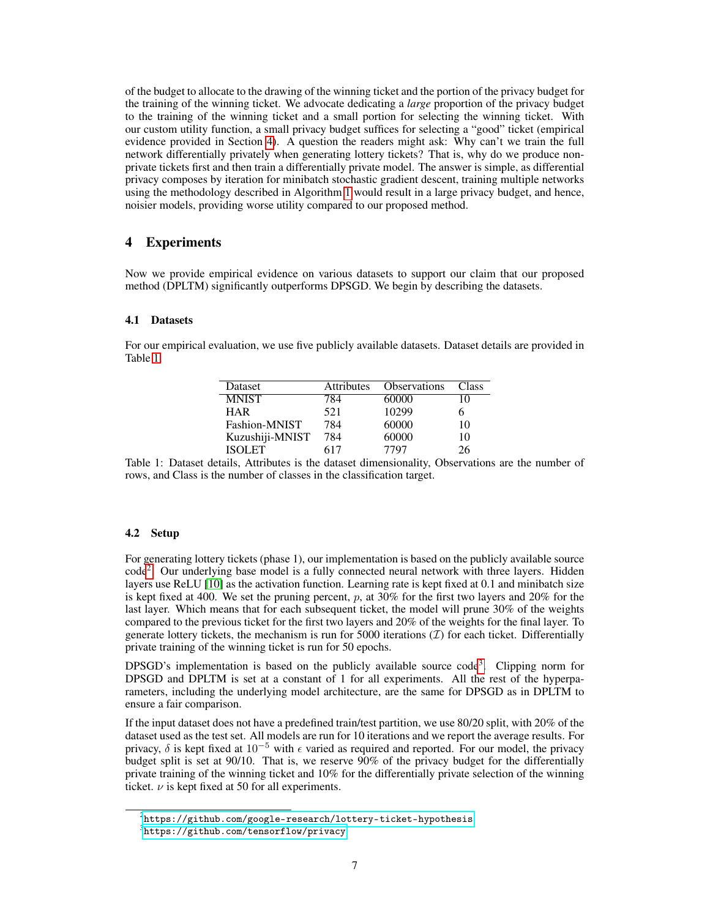of the budget to allocate to the drawing of the winning ticket and the portion of the privacy budget for the training of the winning ticket. We advocate dedicating a *large* proportion of the privacy budget to the training of the winning ticket and a small portion for selecting the winning ticket. With our custom utility function, a small privacy budget suffices for selecting a "good" ticket (empirical evidence provided in Section 4). A question the readers might ask: Why can't we train the full network differentially privately when generating lottery tickets? That is, why do we produce non-private tickets first and then train a differentially private model. The answer is simple, as differential privacy composes by iteration for minibatch stochastic gradient descent, training multiple networks using the methodology described in Algorithm 1 would result in a large privacy budget, and hence, noisier models, providing worse utility compared to our proposed method.

## 4 Experiments

Now we provide empirical evidence on various datasets to support our claim that our proposed method (DPLTM) significantly outperforms DPSGD. We begin by describing the datasets.

### 4.1 Datasets

For our empirical evaluation, we use five publicly available datasets. Dataset details are provided in Table 1.

| Dataset | Attributes | Observations | Class |
|---|---|---|---|
| MNIST | 784 | 60000 | 10 |
| HAR | 521 | 10299 | 6 |
| Fashion-MNIST | 784 | 60000 | 10 |
| Kuzushiji-MNIST | 784 | 60000 | 10 |
| ISOLET | 617 | 7797 | 26 |

Table 1: Dataset details, Attributes is the dataset dimensionality, Observations are the number of rows, and Class is the number of classes in the classification target.

### 4.2 Setup

For generating lottery tickets (phase 1), our implementation is based on the publicly available source code[2]. Our underlying base model is a fully connected neural network with three layers. Hidden layers use ReLU [10] as the activation function. Learning rate is kept fixed at 0.1 and minibatch size is kept fixed at 400. We set the pruning percent, $p$, at 30% for the first two layers and 20% for the last layer. Which means that for each subsequent ticket, the model will prune 30% of the weights compared to the previous ticket for the first two layers and 20% of the weights for the final layer. To generate lottery tickets, the mechanism is run for 5000 iterations ($\mathcal{I}$) for each ticket. Differentially private training of the winning ticket is run for 50 epochs.

DPSGD's implementation is based on the publicly available source code[3]. Clipping norm for DPSGD and DPLTM is set at a constant of 1 for all experiments. All the rest of the hyperparameters, including the underlying model architecture, are the same for DPSGD as in DPLTM to ensure a fair comparison.

If the input dataset does not have a predefined train/test partition, we use 80/20 split, with 20% of the dataset used as the test set. All models are run for 10 iterations and we report the average results. For privacy, $\delta$ is kept fixed at $10^{-5}$ with $\epsilon$ varied as required and reported. For our model, the privacy budget split is set at 90/10. That is, we reserve 90% of the privacy budget for the differentially private training of the winning ticket and 10% for the differentially private selection of the winning ticket. $\nu$ is kept fixed at 50 for all experiments.

[2] https://github.com/google-research/lottery-ticket-hypothesis
[3] https://github.com/tensorflow/privacy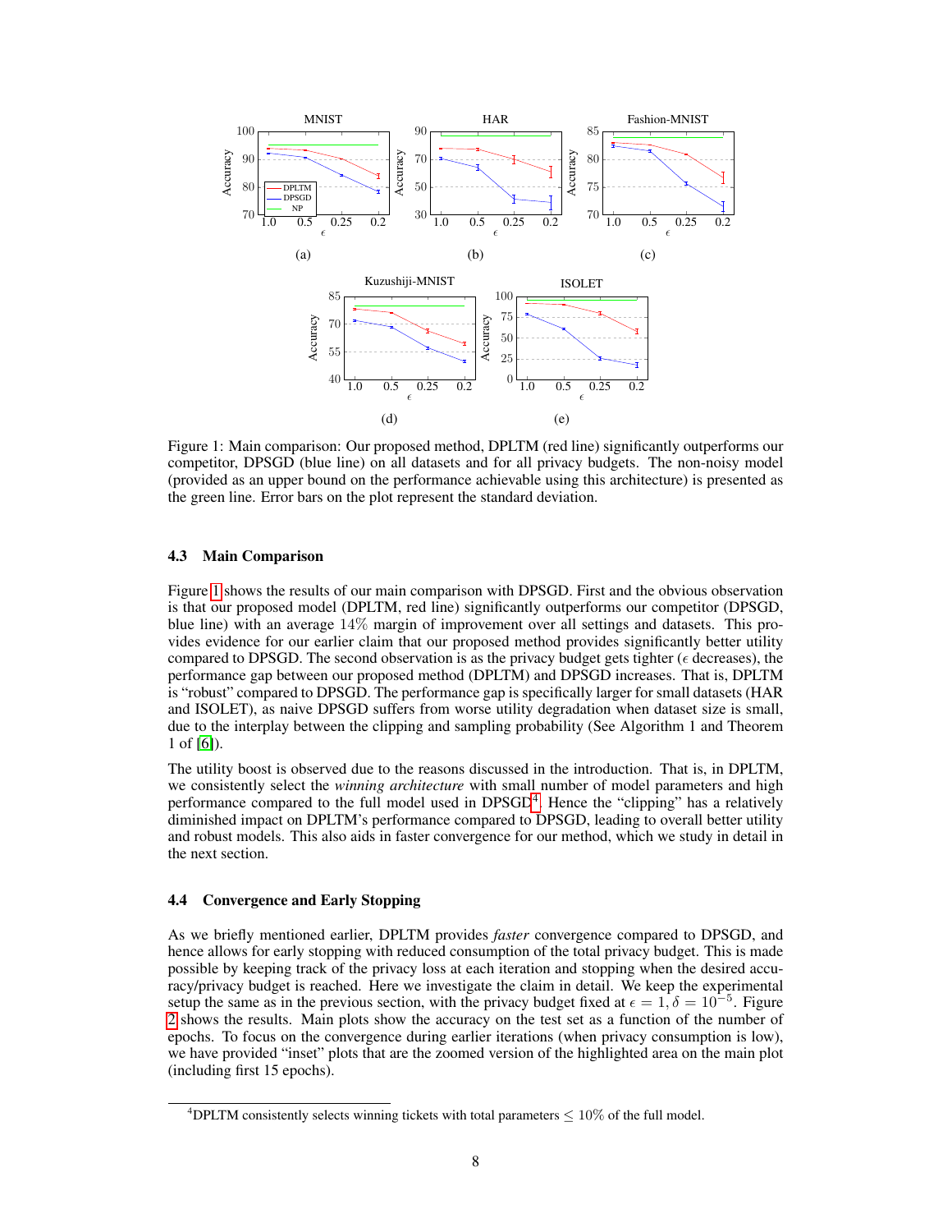Figure 1: Main comparison: Our proposed method, DPLTM (red line) significantly outperforms our competitor, DPSGD (blue line) on all datasets and for all privacy budgets. The non-noisy model (provided as an upper bound on the performance achievable using this architecture) is presented as the green line. Error bars on the plot represent the standard deviation.

### 4.3 Main Comparison

Figure 1 shows the results of our main comparison with DPSGD. First and the obvious observation is that our proposed model (DPLTM, red line) significantly outperforms our competitor (DPSGD, blue line) with an average 14% margin of improvement over all settings and datasets. This provides evidence for our earlier claim that our proposed method provides significantly better utility compared to DPSGD. The second observation is as the privacy budget gets tighter ($\epsilon$ decreases), the performance gap between our proposed method (DPLTM) and DPSGD increases. That is, DPLTM is "robust" compared to DPSGD. The performance gap is specifically larger for small datasets (HAR and ISOLET), as naive DPSGD suffers from worse utility degradation when dataset size is small, due to the interplay between the clipping and sampling probability (See Algorithm 1 and Theorem 1 of [6]).

The utility boost is observed due to the reasons discussed in the introduction. That is, in DPLTM, we consistently select the *winning architecture* with small number of model parameters and high performance compared to the full model used in DPSGD[4]. Hence the "clipping" has a relatively diminished impact on DPLTM's performance compared to DPSGD, leading to overall better utility and robust models. This also aids in faster convergence for our method, which we study in detail in the next section.

### 4.4 Convergence and Early Stopping

As we briefly mentioned earlier, DPLTM provides *faster* convergence compared to DPSGD, and hence allows for early stopping with reduced consumption of the total privacy budget. This is made possible by keeping track of the privacy loss at each iteration and stopping when the desired accuracy/privacy budget is reached. Here we investigate the claim in detail. We keep the experimental setup the same as in the previous section, with the privacy budget fixed at $\epsilon = 1, \delta = 10^{-5}$. Figure 2 shows the results. Main plots show the accuracy on the test set as a function of the number of epochs. To focus on the convergence during earlier iterations (when privacy consumption is low), we have provided "inset" plots that are the zoomed version of the highlighted area on the main plot (including first 15 epochs).

[4] DPLTM consistently selects winning tickets with total parameters $\leq 10\%$ of the full model.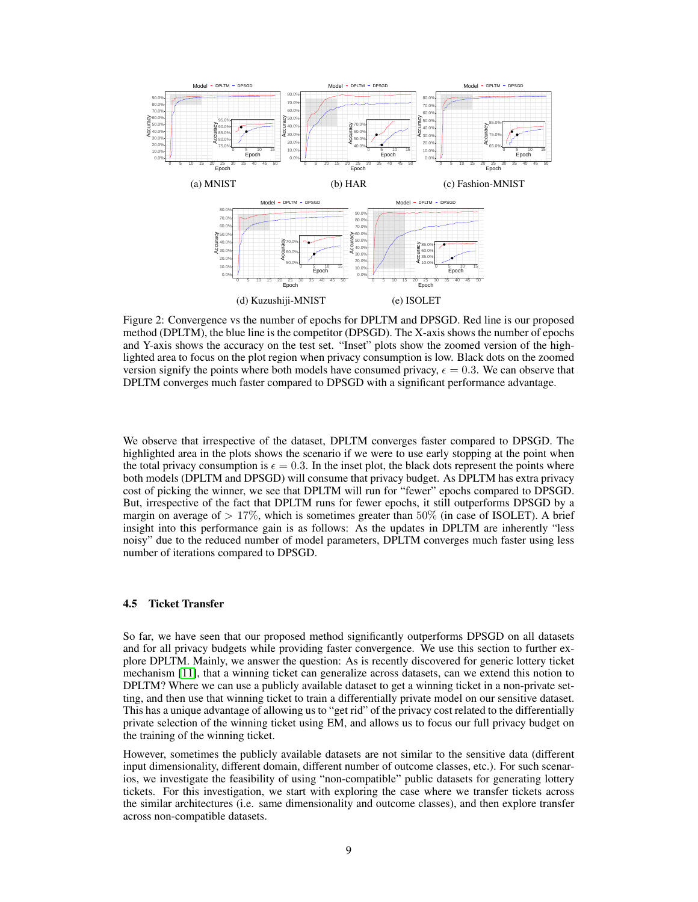(a) MNIST

(b) HAR

(c) Fashion-MNIST

(d) Kuzushiji-MNIST

(e) ISOLET

Figure 2: Convergence vs the number of epochs for DPLTM and DPSGD. Red line is our proposed method (DPLTM), the blue line is the competitor (DPSGD). The X-axis shows the number of epochs and Y-axis shows the accuracy on the test set. "Inset" plots show the zoomed version of the highlighted area to focus on the plot region when privacy consumption is low. Black dots on the zoomed version signify the points where both models have consumed privacy, $\epsilon = 0.3$. We can observe that DPLTM converges much faster compared to DPSGD with a significant performance advantage.

We observe that irrespective of the dataset, DPLTM converges faster compared to DPSGD. The highlighted area in the plots shows the scenario if we were to use early stopping at the point when the total privacy consumption is $\epsilon = 0.3$. In the inset plot, the black dots represent the points where both models (DPLTM and DPSGD) will consume that privacy budget. As DPLTM has extra privacy cost of picking the winner, we see that DPLTM will run for "fewer" epochs compared to DPSGD. But, irrespective of the fact that DPLTM runs for fewer epochs, it still outperforms DPSGD by a margin on average of $> 17\%$, which is sometimes greater than $50\%$ (in case of ISOLET). A brief insight into this performance gain is as follows: As the updates in DPLTM are inherently "less noisy" due to the reduced number of model parameters, DPLTM converges much faster using less number of iterations compared to DPSGD.

### 4.5 Ticket Transfer

So far, we have seen that our proposed method significantly outperforms DPSGD on all datasets and for all privacy budgets while providing faster convergence. We use this section to further explore DPLTM. Mainly, we answer the question: As is recently discovered for generic lottery ticket mechanism [11], that a winning ticket can generalize across datasets, can we extend this notion to DPLTM? Where we can use a publicly available dataset to get a winning ticket in a non-private setting, and then use that winning ticket to train a differentially private model on our sensitive dataset. This has a unique advantage of allowing us to "get rid" of the privacy cost related to the differentially private selection of the winning ticket using EM, and allows us to focus our full privacy budget on the training of the winning ticket.

However, sometimes the publicly available datasets are not similar to the sensitive data (different input dimensionality, different domain, different number of outcome classes, etc.). For such scenarios, we investigate the feasibility of using "non-compatible" public datasets for generating lottery tickets. For this investigation, we start with exploring the case where we transfer tickets across the similar architectures (i.e. same dimensionality and outcome classes), and then explore transfer across non-compatible datasets.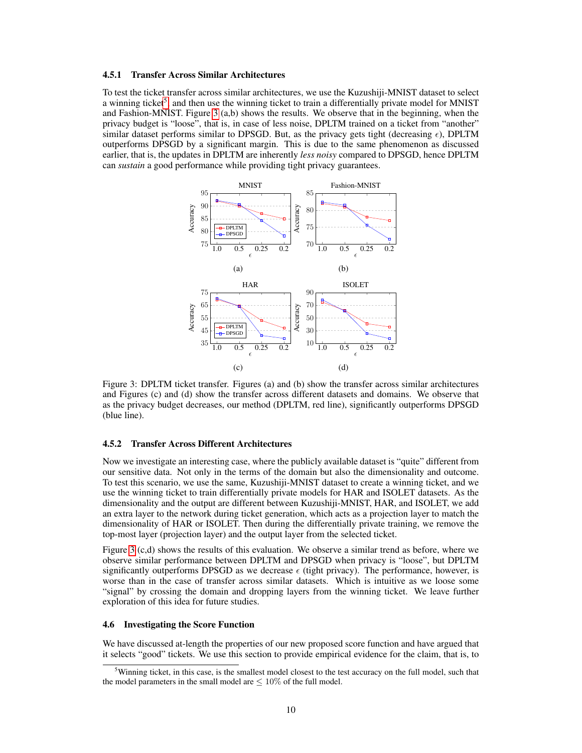#### 4.5.1 Transfer Across Similar Architectures

To test the ticket transfer across similar architectures, we use the Kuzushiji-MNIST dataset to select a winning ticket[5] and then use the winning ticket to train a differentially private model for MNIST and Fashion-MNIST. Figure 3 (a,b) shows the results. We observe that in the beginning, when the privacy budget is "loose", that is, in case of less noise, DPLTM trained on a ticket from "another" similar dataset performs similar to DPSGD. But, as the privacy gets tight (decreasing $\epsilon$), DPLTM outperforms DPSGD by a significant margin. This is due to the same phenomenon as discussed earlier, that is, the updates in DPLTM are inherently *less noisy* compared to DPSGD, hence DPLTM can *sustain* a good performance while providing tight privacy guarantees.

Figure 3: DPLTM ticket transfer. Figures (a) and (b) show the transfer across similar architectures and Figures (c) and (d) show the transfer across different datasets and domains. We observe that as the privacy budget decreases, our method (DPLTM, red line), significantly outperforms DPSGD (blue line).

#### 4.5.2 Transfer Across Different Architectures

Now we investigate an interesting case, where the publicly available dataset is "quite" different from our sensitive data. Not only in the terms of the domain but also the dimensionality and outcome. To test this scenario, we use the same, Kuzushiji-MNIST dataset to create a winning ticket, and we use the winning ticket to train differentially private models for HAR and ISOLET datasets. As the dimensionality and the output are different between Kuzushiji-MNIST, HAR, and ISOLET, we add an extra layer to the network during ticket generation, which acts as a projection layer to match the dimensionality of HAR or ISOLET. Then during the differentially private training, we remove the top-most layer (projection layer) and the output layer from the selected ticket.

Figure 3 (c,d) shows the results of this evaluation. We observe a similar trend as before, where we observe similar performance between DPLTM and DPSGD when privacy is "loose", but DPLTM significantly outperforms DPSGD as we decrease $\epsilon$ (tight privacy). The performance, however, is worse than in the case of transfer across similar datasets. Which is intuitive as we loose some "signal" by crossing the domain and dropping layers from the winning ticket. We leave further exploration of this idea for future studies.

### 4.6 Investigating the Score Function

We have discussed at-length the properties of our new proposed score function and have argued that it selects "good" tickets. We use this section to provide empirical evidence for the claim, that is, to

[5] Winning ticket, in this case, is the smallest model closest to the test accuracy on the full model, such that the model parameters in the small model are $\leq 10\%$ of the full model.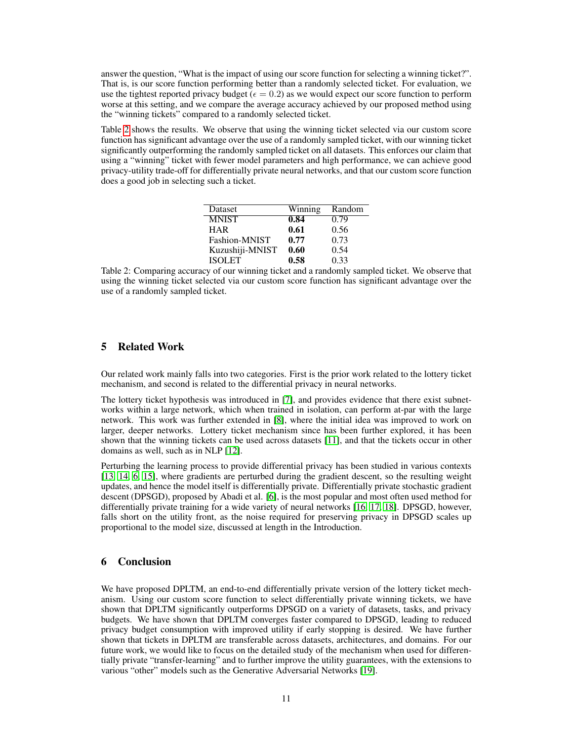answer the question, "What is the impact of using our score function for selecting a winning ticket?". That is, is our score function performing better than a randomly selected ticket. For evaluation, we use the tightest reported privacy budget ($\epsilon = 0.2$) as we would expect our score function to perform worse at this setting, and we compare the average accuracy achieved by our proposed method using the "winning tickets" compared to a randomly selected ticket.

Table 2 shows the results. We observe that using the winning ticket selected via our custom score function has significant advantage over the use of a randomly sampled ticket, with our winning ticket significantly outperforming the randomly sampled ticket on all datasets. This enforces our claim that using a "winning" ticket with fewer model parameters and high performance, we can achieve good privacy-utility trade-off for differentially private neural networks, and that our custom score function does a good job in selecting such a ticket.

| Dataset | Winning | Random |
|---|---|---|
| MNIST | **0.84** | 0.79 |
| HAR | **0.61** | 0.56 |
| Fashion-MNIST | **0.77** | 0.73 |
| Kuzushiji-MNIST | **0.60** | 0.54 |
| ISOLET | **0.58** | 0.33 |

Table 2: Comparing accuracy of our winning ticket and a randomly sampled ticket. We observe that using the winning ticket selected via our custom score function has significant advantage over the use of a randomly sampled ticket.

## 5 Related Work

Our related work mainly falls into two categories. First is the prior work related to the lottery ticket mechanism, and second is related to the differential privacy in neural networks.

The lottery ticket hypothesis was introduced in [7], and provides evidence that there exist subnetworks within a large network, which when trained in isolation, can perform at-par with the large network. This work was further extended in [8], where the initial idea was improved to work on larger, deeper networks. Lottery ticket mechanism since has been further explored, it has been shown that the winning tickets can be used across datasets [11], and that the tickets occur in other domains as well, such as in NLP [12].

Perturbing the learning process to provide differential privacy has been studied in various contexts [13, 14, 6, 15], where gradients are perturbed during the gradient descent, so the resulting weight updates, and hence the model itself is differentially private. Differentially private stochastic gradient descent (DPSGD), proposed by Abadi et al. [6], is the most popular and most often used method for differentially private training for a wide variety of neural networks [16, 17, 18]. DPSGD, however, falls short on the utility front, as the noise required for preserving privacy in DPSGD scales up proportional to the model size, discussed at length in the Introduction.

## 6 Conclusion

We have proposed DPLTM, an end-to-end differentially private version of the lottery ticket mechanism. Using our custom score function to select differentially private winning tickets, we have shown that DPLTM significantly outperforms DPSGD on a variety of datasets, tasks, and privacy budgets. We have shown that DPLTM converges faster compared to DPSGD, leading to reduced privacy budget consumption with improved utility if early stopping is desired. We have further shown that tickets in DPLTM are transferable across datasets, architectures, and domains. For our future work, we would like to focus on the detailed study of the mechanism when used for differentially private "transfer-learning" and to further improve the utility guarantees, with the extensions to various "other" models such as the Generative Adversarial Networks [19].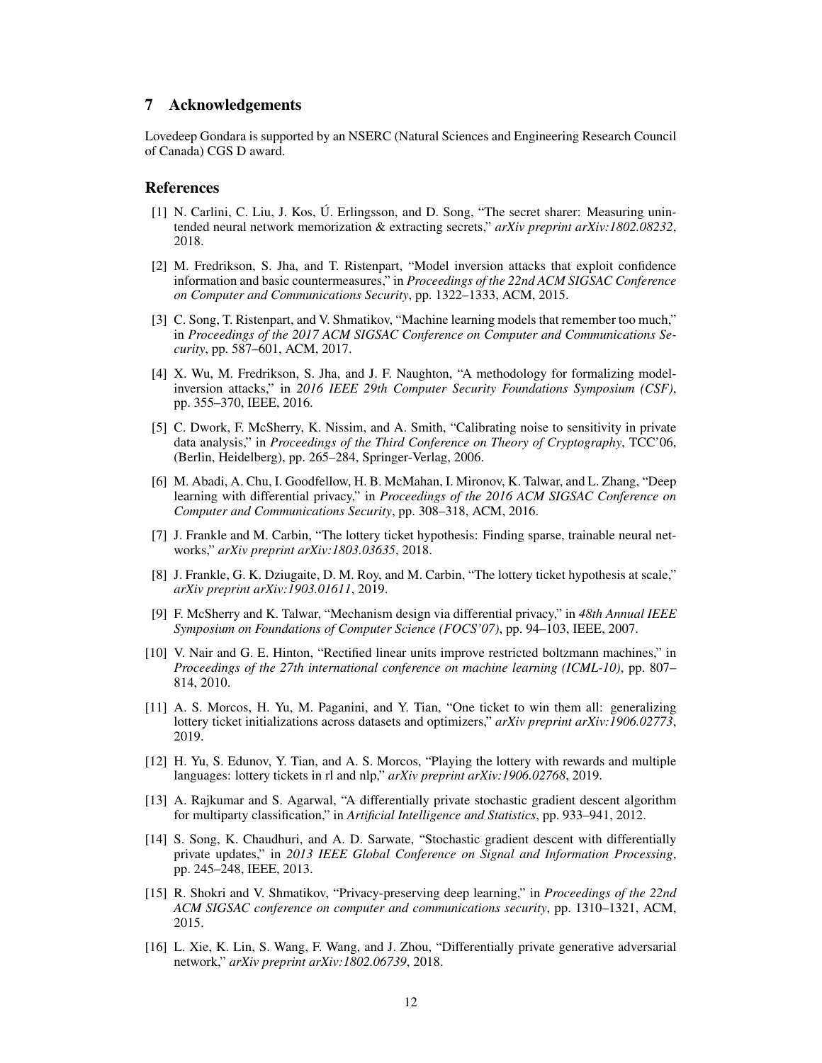## 7 Acknowledgements

Lovedeep Gondara is supported by an NSERC (Natural Sciences and Engineering Research Council of Canada) CGS D award.

## References

[1] N. Carlini, C. Liu, J. Kos, Ú. Erlingsson, and D. Song, "The secret sharer: Measuring unintended neural network memorization & extracting secrets," *arXiv preprint arXiv:1802.08232*, 2018.

[2] M. Fredrikson, S. Jha, and T. Ristenpart, "Model inversion attacks that exploit confidence information and basic countermeasures," in *Proceedings of the 22nd ACM SIGSAC Conference on Computer and Communications Security*, pp. 1322–1333, ACM, 2015.

[3] C. Song, T. Ristenpart, and V. Shmatikov, "Machine learning models that remember too much," in *Proceedings of the 2017 ACM SIGSAC Conference on Computer and Communications Security*, pp. 587–601, ACM, 2017.

[4] X. Wu, M. Fredrikson, S. Jha, and J. F. Naughton, "A methodology for formalizing model-inversion attacks," in *2016 IEEE 29th Computer Security Foundations Symposium (CSF)*, pp. 355–370, IEEE, 2016.

[5] C. Dwork, F. McSherry, K. Nissim, and A. Smith, "Calibrating noise to sensitivity in private data analysis," in *Proceedings of the Third Conference on Theory of Cryptography*, TCC'06, (Berlin, Heidelberg), pp. 265–284, Springer-Verlag, 2006.

[6] M. Abadi, A. Chu, I. Goodfellow, H. B. McMahan, I. Mironov, K. Talwar, and L. Zhang, "Deep learning with differential privacy," in *Proceedings of the 2016 ACM SIGSAC Conference on Computer and Communications Security*, pp. 308–318, ACM, 2016.

[7] J. Frankle and M. Carbin, "The lottery ticket hypothesis: Finding sparse, trainable neural networks," *arXiv preprint arXiv:1803.03635*, 2018.

[8] J. Frankle, G. K. Dziugaite, D. M. Roy, and M. Carbin, "The lottery ticket hypothesis at scale," *arXiv preprint arXiv:1903.01611*, 2019.

[9] F. McSherry and K. Talwar, "Mechanism design via differential privacy," in *48th Annual IEEE Symposium on Foundations of Computer Science (FOCS'07)*, pp. 94–103, IEEE, 2007.

[10] V. Nair and G. E. Hinton, "Rectified linear units improve restricted boltzmann machines," in *Proceedings of the 27th international conference on machine learning (ICML-10)*, pp. 807–814, 2010.

[11] A. S. Morcos, H. Yu, M. Paganini, and Y. Tian, "One ticket to win them all: generalizing lottery ticket initializations across datasets and optimizers," *arXiv preprint arXiv:1906.02773*, 2019.

[12] H. Yu, S. Edunov, Y. Tian, and A. S. Morcos, "Playing the lottery with rewards and multiple languages: lottery tickets in rl and nlp," *arXiv preprint arXiv:1906.02768*, 2019.

[13] A. Rajkumar and S. Agarwal, "A differentially private stochastic gradient descent algorithm for multiparty classification," in *Artificial Intelligence and Statistics*, pp. 933–941, 2012.

[14] S. Song, K. Chaudhuri, and A. D. Sarwate, "Stochastic gradient descent with differentially private updates," in *2013 IEEE Global Conference on Signal and Information Processing*, pp. 245–248, IEEE, 2013.

[15] R. Shokri and V. Shmatikov, "Privacy-preserving deep learning," in *Proceedings of the 22nd ACM SIGSAC conference on computer and communications security*, pp. 1310–1321, ACM, 2015.

[16] L. Xie, K. Lin, S. Wang, F. Wang, and J. Zhou, "Differentially private generative adversarial network," *arXiv preprint arXiv:1802.06739*, 2018.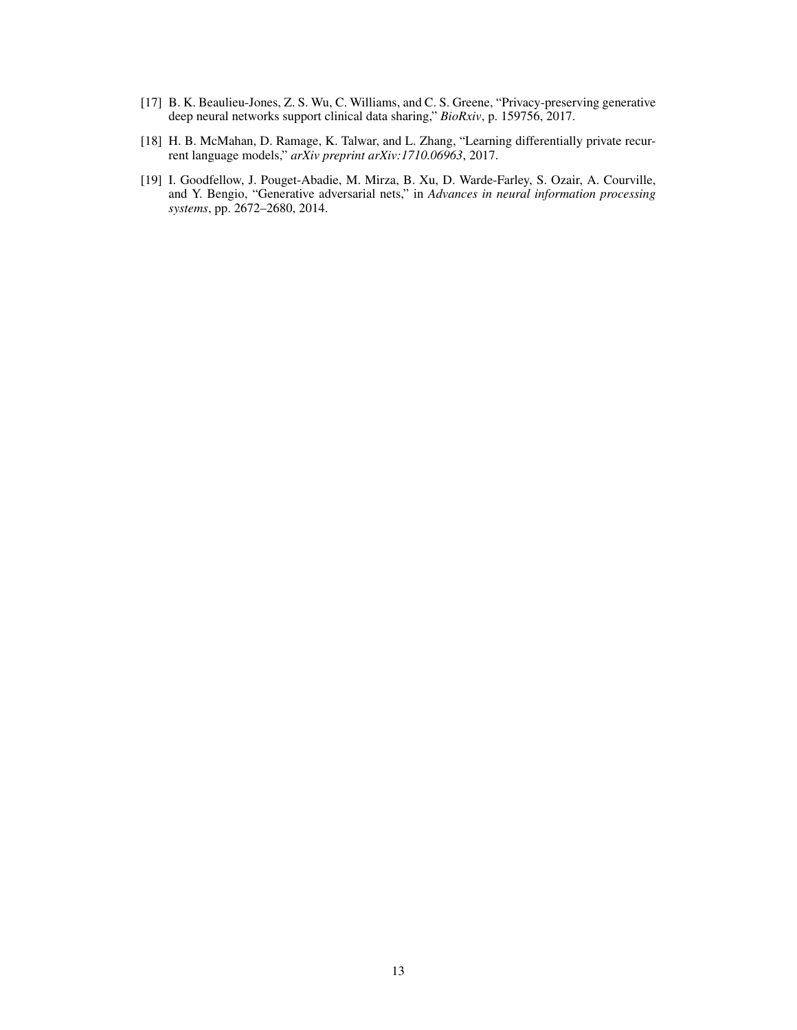[17] B. K. Beaulieu-Jones, Z. S. Wu, C. Williams, and C. S. Greene, "Privacy-preserving generative deep neural networks support clinical data sharing," *BioRxiv*, p. 159756, 2017.

[18] H. B. McMahan, D. Ramage, K. Talwar, and L. Zhang, "Learning differentially private recurrent language models," *arXiv preprint arXiv:1710.06963*, 2017.

[19] I. Goodfellow, J. Pouget-Abadie, M. Mirza, B. Xu, D. Warde-Farley, S. Ozair, A. Courville, and Y. Bengio, "Generative adversarial nets," in *Advances in neural information processing systems*, pp. 2672–2680, 2014.